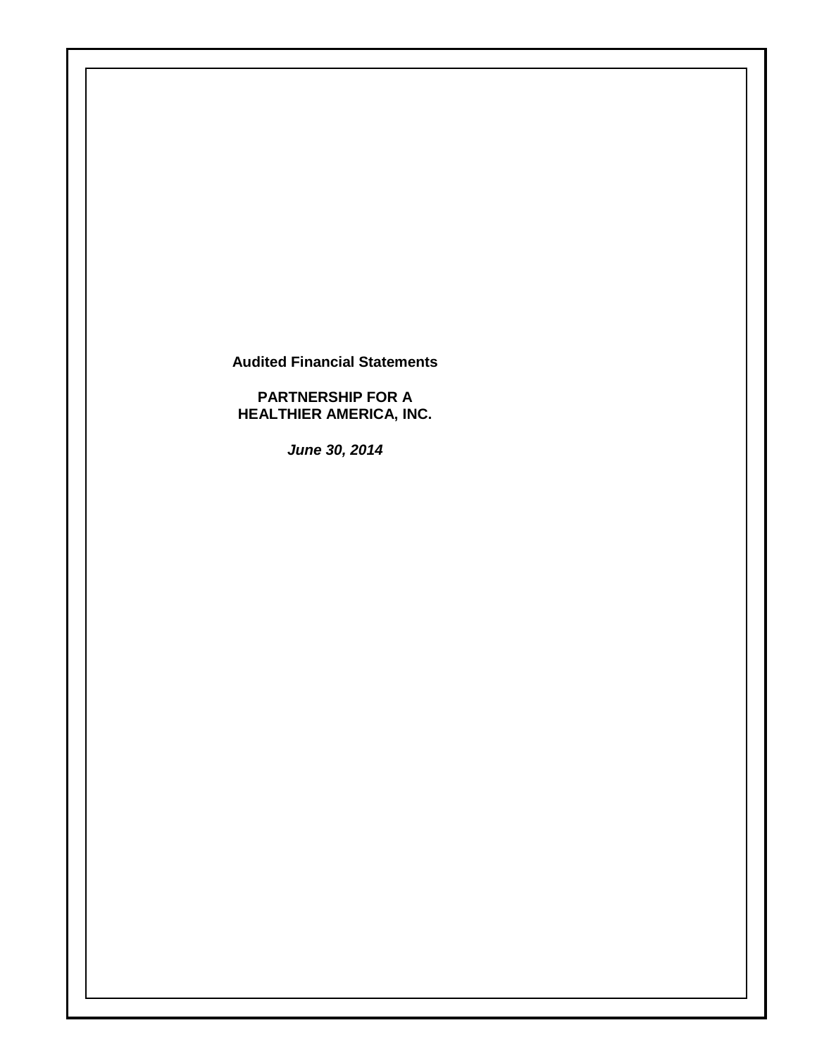**Audited Financial Statements**

**PARTNERSHIP FOR A HEALTHIER AMERICA, INC.**

***June 30, 2014***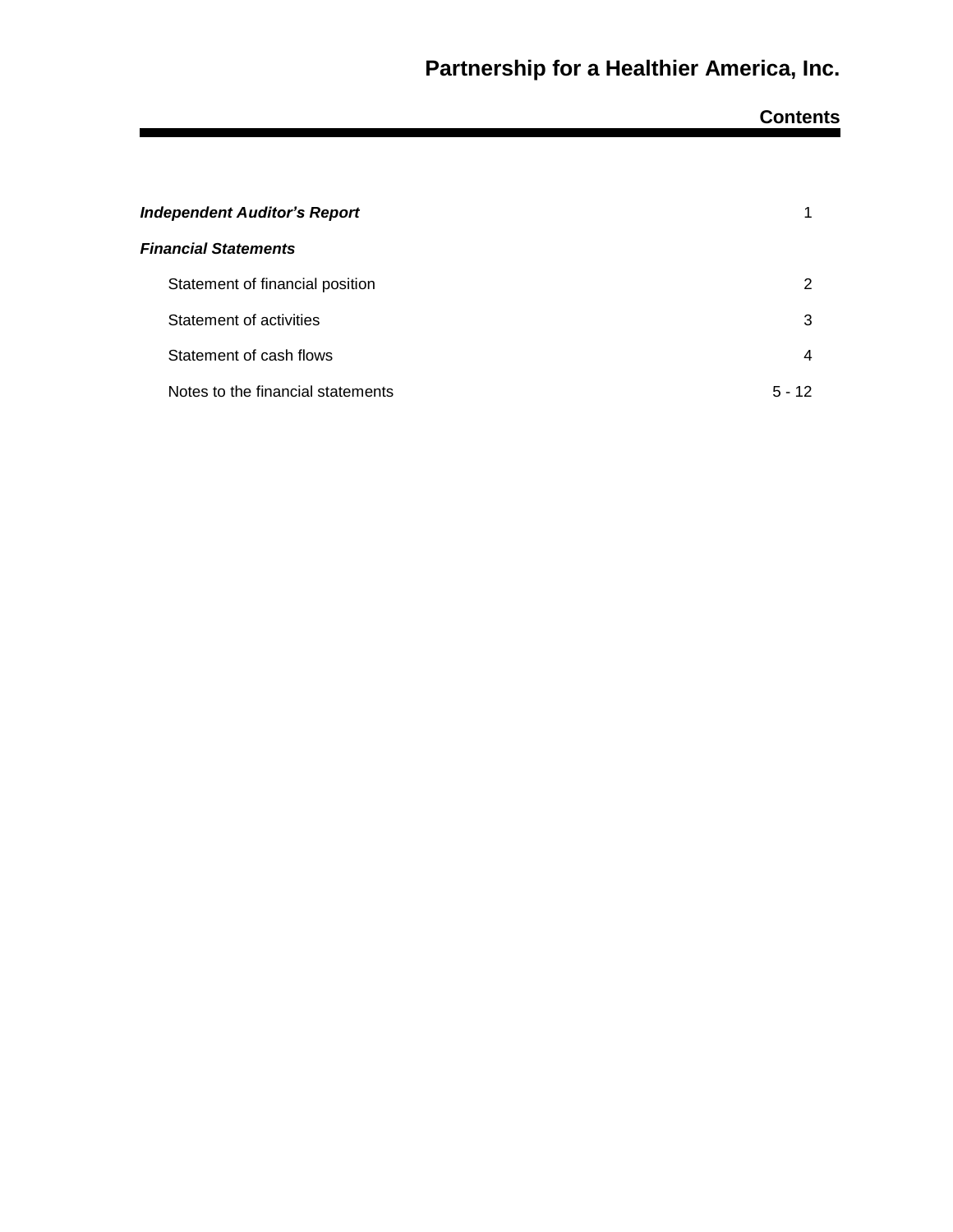# Partnership for a Healthier America, Inc.

## Contents

| | |
|---|---|
| ***Independent Auditor's Report*** | 1 |
| ***Financial Statements*** | |
| Statement of financial position | 2 |
| Statement of activities | 3 |
| Statement of cash flows | 4 |
| Notes to the financial statements | 5 - 12 |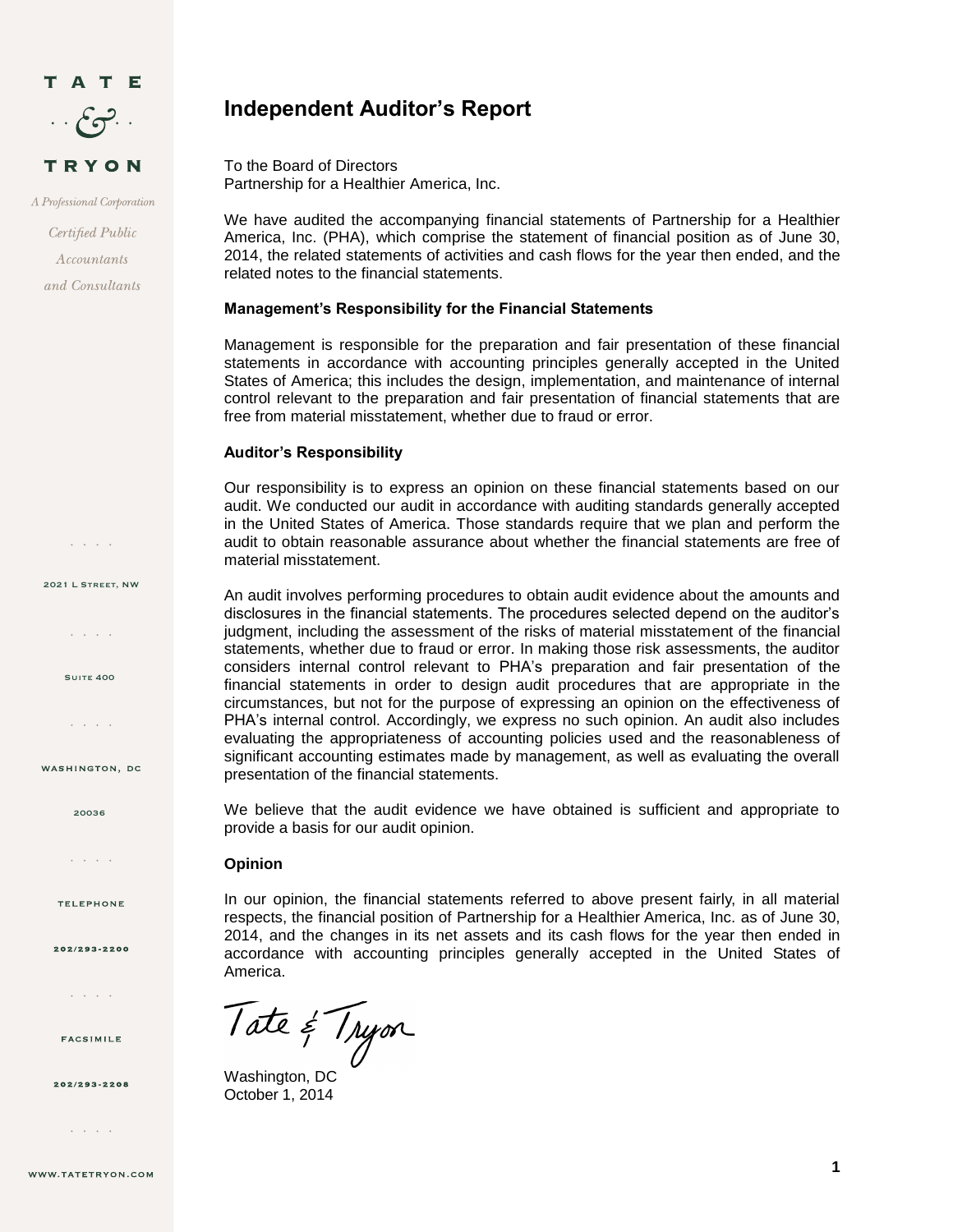TATE & TRYON

A Professional Corporation

Certified Public Accountants and Consultants

2021 L Street, NW
Suite 400
Washington, DC
20036

Telephone
202/293-2200

Facsimile
202/293-2208

www.tatetryon.com

# Independent Auditor's Report

To the Board of Directors
Partnership for a Healthier America, Inc.

We have audited the accompanying financial statements of Partnership for a Healthier America, Inc. (PHA), which comprise the statement of financial position as of June 30, 2014, the related statements of activities and cash flows for the year then ended, and the related notes to the financial statements.

**Management's Responsibility for the Financial Statements**

Management is responsible for the preparation and fair presentation of these financial statements in accordance with accounting principles generally accepted in the United States of America; this includes the design, implementation, and maintenance of internal control relevant to the preparation and fair presentation of financial statements that are free from material misstatement, whether due to fraud or error.

**Auditor's Responsibility**

Our responsibility is to express an opinion on these financial statements based on our audit. We conducted our audit in accordance with auditing standards generally accepted in the United States of America. Those standards require that we plan and perform the audit to obtain reasonable assurance about whether the financial statements are free of material misstatement.

An audit involves performing procedures to obtain audit evidence about the amounts and disclosures in the financial statements. The procedures selected depend on the auditor's judgment, including the assessment of the risks of material misstatement of the financial statements, whether due to fraud or error. In making those risk assessments, the auditor considers internal control relevant to PHA's preparation and fair presentation of the financial statements in order to design audit procedures that are appropriate in the circumstances, but not for the purpose of expressing an opinion on the effectiveness of PHA's internal control. Accordingly, we express no such opinion. An audit also includes evaluating the appropriateness of accounting policies used and the reasonableness of significant accounting estimates made by management, as well as evaluating the overall presentation of the financial statements.

We believe that the audit evidence we have obtained is sufficient and appropriate to provide a basis for our audit opinion.

**Opinion**

In our opinion, the financial statements referred to above present fairly, in all material respects, the financial position of Partnership for a Healthier America, Inc. as of June 30, 2014, and the changes in its net assets and its cash flows for the year then ended in accordance with accounting principles generally accepted in the United States of America.

Tate & Tryon

Washington, DC
October 1, 2014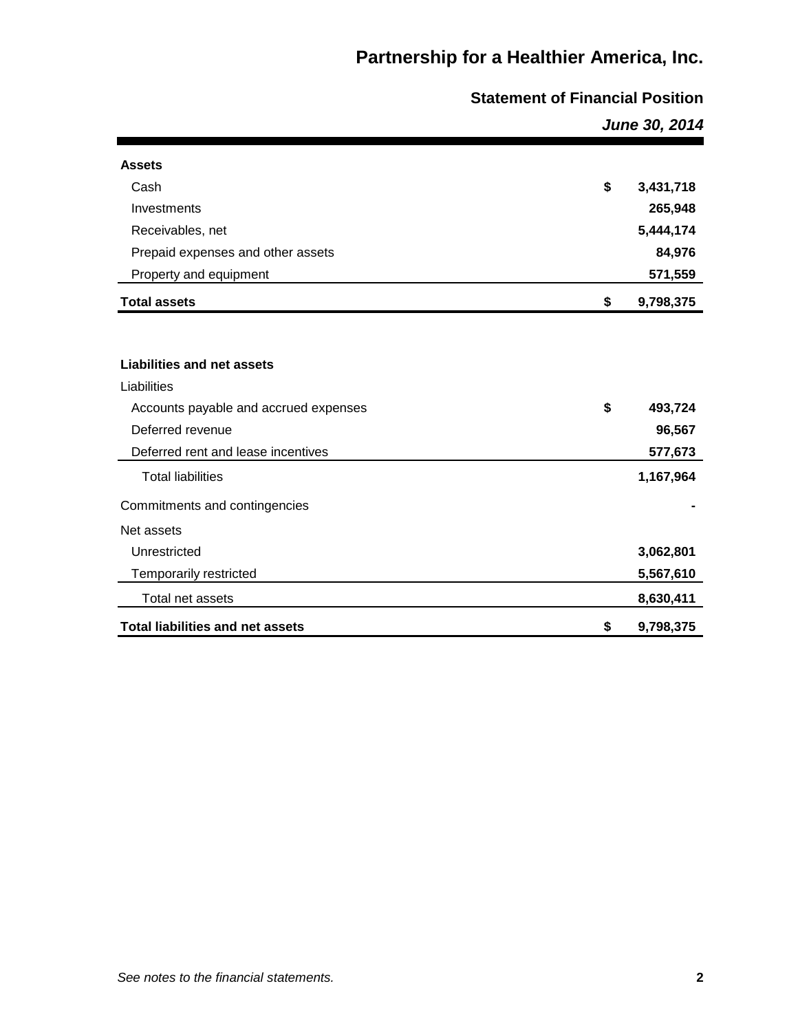# Partnership for a Healthier America, Inc.

## Statement of Financial Position

***June 30, 2014***

| | | |
|---|---|---|
| **Assets** | | |
| Cash | **$** | **3,431,718** |
| Investments | | **265,948** |
| Receivables, net | | **5,444,174** |
| Prepaid expenses and other assets | | **84,976** |
| Property and equipment | | **571,559** |
| **Total assets** | **$** | **9,798,375** |

| | | |
|---|---|---|
| **Liabilities and net assets** | | |
| Liabilities | | |
| Accounts payable and accrued expenses | **$** | **493,724** |
| Deferred revenue | | **96,567** |
| Deferred rent and lease incentives | | **577,673** |
| Total liabilities | | **1,167,964** |
| Commitments and contingencies | | **-** |
| Net assets | | |
| Unrestricted | | **3,062,801** |
| Temporarily restricted | | **5,567,610** |
| Total net assets | | **8,630,411** |
| **Total liabilities and net assets** | **$** | **9,798,375** |

*See notes to the financial statements.*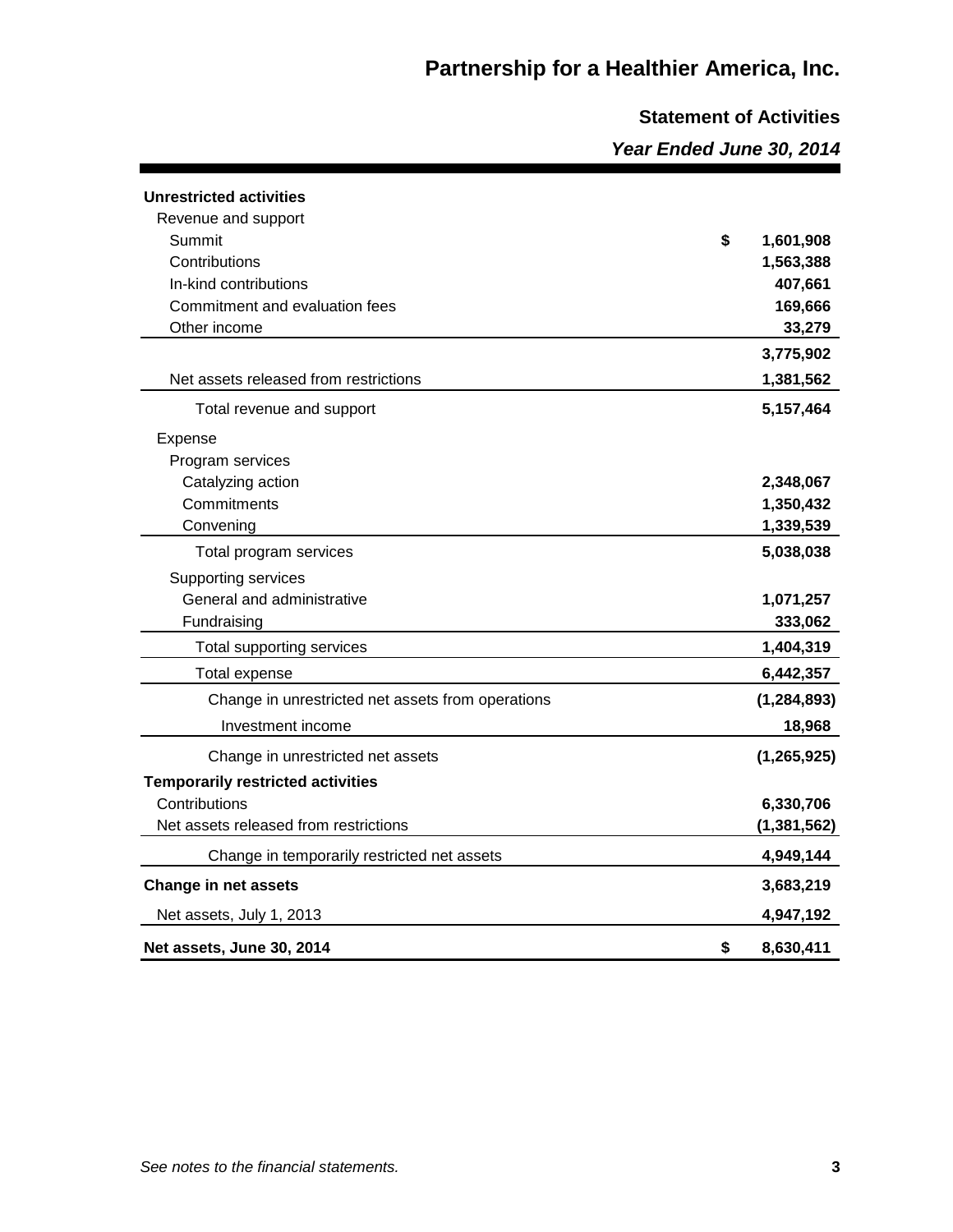# Partnership for a Healthier America, Inc.

## Statement of Activities

### *Year Ended June 30, 2014*

| | |
|---|---|
| **Unrestricted activities** | |
| Revenue and support | |
| Summit | $ 1,601,908 |
| Contributions | 1,563,388 |
| In-kind contributions | 407,661 |
| Commitment and evaluation fees | 169,666 |
| Other income | 33,279 |
| | 3,775,902 |
| Net assets released from restrictions | 1,381,562 |
| Total revenue and support | 5,157,464 |
| Expense | |
| Program services | |
| Catalyzing action | 2,348,067 |
| Commitments | 1,350,432 |
| Convening | 1,339,539 |
| Total program services | 5,038,038 |
| Supporting services | |
| General and administrative | 1,071,257 |
| Fundraising | 333,062 |
| Total supporting services | 1,404,319 |
| Total expense | 6,442,357 |
| Change in unrestricted net assets from operations | (1,284,893) |
| Investment income | 18,968 |
| Change in unrestricted net assets | (1,265,925) |
| **Temporarily restricted activities** | |
| Contributions | 6,330,706 |
| Net assets released from restrictions | (1,381,562) |
| Change in temporarily restricted net assets | 4,949,144 |
| **Change in net assets** | 3,683,219 |
| Net assets, July 1, 2013 | 4,947,192 |
| **Net assets, June 30, 2014** | $ 8,630,411 |

*See notes to the financial statements.*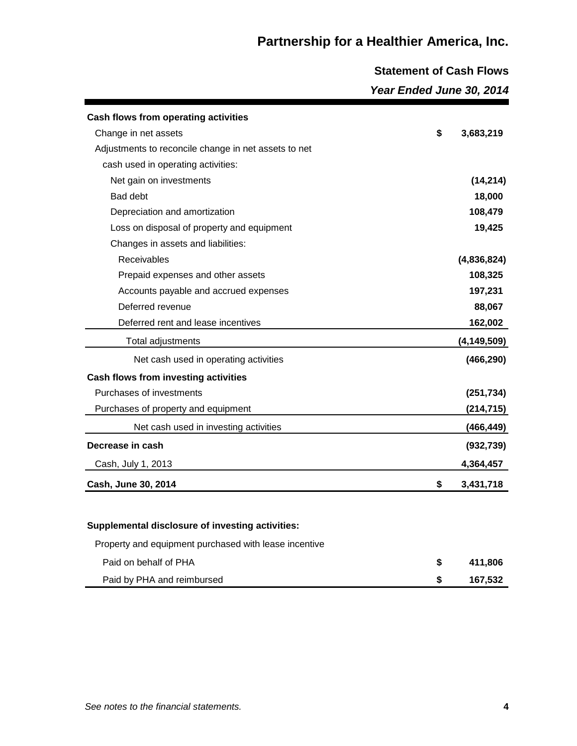# Partnership for a Healthier America, Inc.

## Statement of Cash Flows

### *Year Ended June 30, 2014*

| | |
|---|---|
| **Cash flows from operating activities** | |
| Change in net assets | $ 3,683,219 |
| Adjustments to reconcile change in net assets to net cash used in operating activities: | |
| Net gain on investments | (14,214) |
| Bad debt | 18,000 |
| Depreciation and amortization | 108,479 |
| Loss on disposal of property and equipment | 19,425 |
| Changes in assets and liabilities: | |
| Receivables | (4,836,824) |
| Prepaid expenses and other assets | 108,325 |
| Accounts payable and accrued expenses | 197,231 |
| Deferred revenue | 88,067 |
| Deferred rent and lease incentives | 162,002 |
| Total adjustments | (4,149,509) |
| Net cash used in operating activities | (466,290) |
| **Cash flows from investing activities** | |
| Purchases of investments | (251,734) |
| Purchases of property and equipment | (214,715) |
| Net cash used in investing activities | (466,449) |
| **Decrease in cash** | (932,739) |
| Cash, July 1, 2013 | 4,364,457 |
| **Cash, June 30, 2014** | $ 3,431,718 |

| | |
|---|---|
| **Supplemental disclosure of investing activities:** | |
| Property and equipment purchased with lease incentive | |
| Paid on behalf of PHA | $ 411,806 |
| Paid by PHA and reimbursed | $ 167,532 |

*See notes to the financial statements.*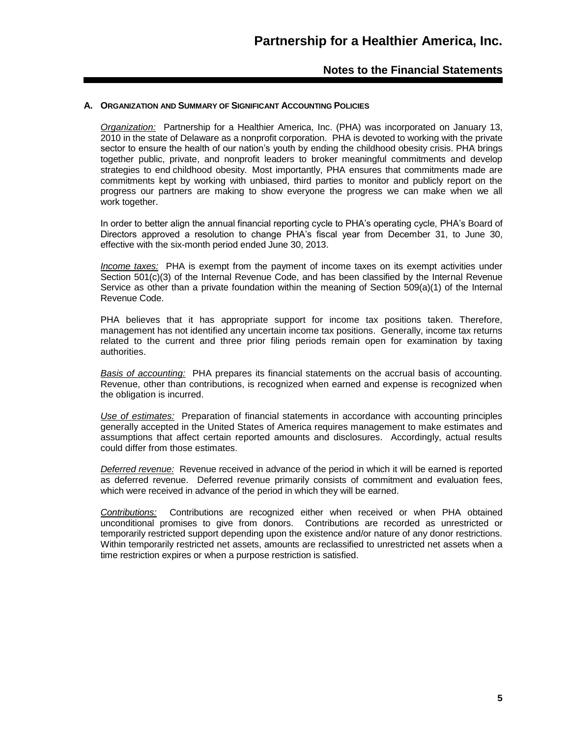## A. Organization and Summary of Significant Accounting Policies

*Organization:* Partnership for a Healthier America, Inc. (PHA) was incorporated on January 13, 2010 in the state of Delaware as a nonprofit corporation. PHA is devoted to working with the private sector to ensure the health of our nation's youth by ending the childhood obesity crisis. PHA brings together public, private, and nonprofit leaders to broker meaningful commitments and develop strategies to end childhood obesity. Most importantly, PHA ensures that commitments made are commitments kept by working with unbiased, third parties to monitor and publicly report on the progress our partners are making to show everyone the progress we can make when we all work together.

In order to better align the annual financial reporting cycle to PHA's operating cycle, PHA's Board of Directors approved a resolution to change PHA's fiscal year from December 31, to June 30, effective with the six-month period ended June 30, 2013.

*Income taxes:* PHA is exempt from the payment of income taxes on its exempt activities under Section 501(c)(3) of the Internal Revenue Code, and has been classified by the Internal Revenue Service as other than a private foundation within the meaning of Section 509(a)(1) of the Internal Revenue Code.

PHA believes that it has appropriate support for income tax positions taken. Therefore, management has not identified any uncertain income tax positions. Generally, income tax returns related to the current and three prior filing periods remain open for examination by taxing authorities.

*Basis of accounting:* PHA prepares its financial statements on the accrual basis of accounting. Revenue, other than contributions, is recognized when earned and expense is recognized when the obligation is incurred.

*Use of estimates:* Preparation of financial statements in accordance with accounting principles generally accepted in the United States of America requires management to make estimates and assumptions that affect certain reported amounts and disclosures. Accordingly, actual results could differ from those estimates.

*Deferred revenue:* Revenue received in advance of the period in which it will be earned is reported as deferred revenue. Deferred revenue primarily consists of commitment and evaluation fees, which were received in advance of the period in which they will be earned.

*Contributions:* Contributions are recognized either when received or when PHA obtained unconditional promises to give from donors. Contributions are recorded as unrestricted or temporarily restricted support depending upon the existence and/or nature of any donor restrictions. Within temporarily restricted net assets, amounts are reclassified to unrestricted net assets when a time restriction expires or when a purpose restriction is satisfied.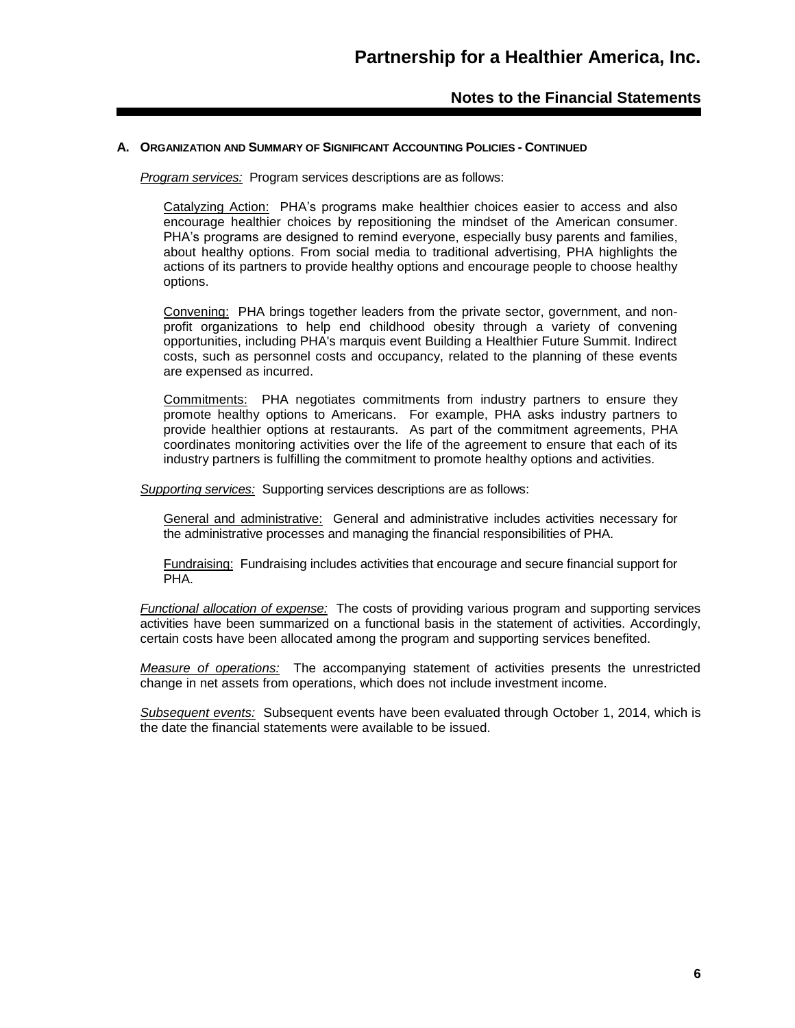**A. ORGANIZATION AND SUMMARY OF SIGNIFICANT ACCOUNTING POLICIES - CONTINUED**

*Program services:* Program services descriptions are as follows:

Catalyzing Action: PHA's programs make healthier choices easier to access and also encourage healthier choices by repositioning the mindset of the American consumer. PHA's programs are designed to remind everyone, especially busy parents and families, about healthy options. From social media to traditional advertising, PHA highlights the actions of its partners to provide healthy options and encourage people to choose healthy options.

Convening: PHA brings together leaders from the private sector, government, and non-profit organizations to help end childhood obesity through a variety of convening opportunities, including PHA's marquis event Building a Healthier Future Summit. Indirect costs, such as personnel costs and occupancy, related to the planning of these events are expensed as incurred.

Commitments: PHA negotiates commitments from industry partners to ensure they promote healthy options to Americans. For example, PHA asks industry partners to provide healthier options at restaurants. As part of the commitment agreements, PHA coordinates monitoring activities over the life of the agreement to ensure that each of its industry partners is fulfilling the commitment to promote healthy options and activities.

*Supporting services:* Supporting services descriptions are as follows:

General and administrative: General and administrative includes activities necessary for the administrative processes and managing the financial responsibilities of PHA.

Fundraising: Fundraising includes activities that encourage and secure financial support for PHA.

*Functional allocation of expense:* The costs of providing various program and supporting services activities have been summarized on a functional basis in the statement of activities. Accordingly, certain costs have been allocated among the program and supporting services benefited.

*Measure of operations:* The accompanying statement of activities presents the unrestricted change in net assets from operations, which does not include investment income.

*Subsequent events:* Subsequent events have been evaluated through October 1, 2014, which is the date the financial statements were available to be issued.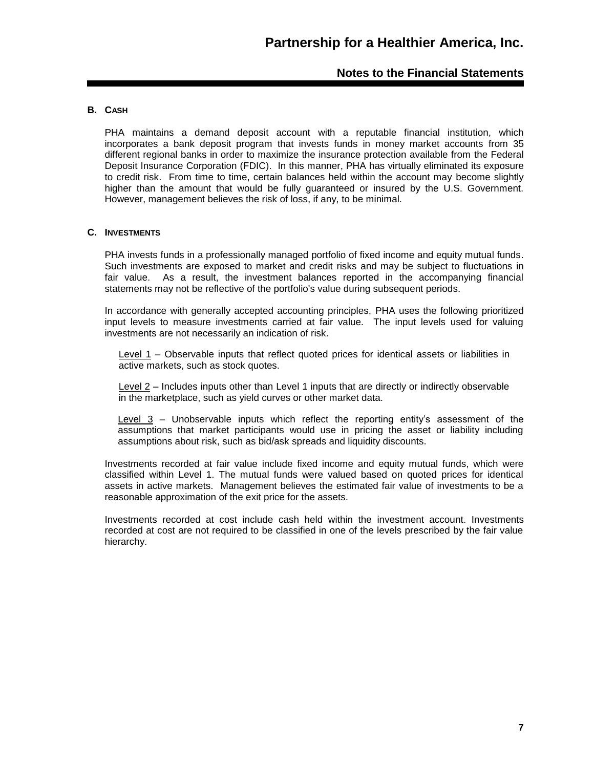#### B. CASH

PHA maintains a demand deposit account with a reputable financial institution, which incorporates a bank deposit program that invests funds in money market accounts from 35 different regional banks in order to maximize the insurance protection available from the Federal Deposit Insurance Corporation (FDIC). In this manner, PHA has virtually eliminated its exposure to credit risk. From time to time, certain balances held within the account may become slightly higher than the amount that would be fully guaranteed or insured by the U.S. Government. However, management believes the risk of loss, if any, to be minimal.

#### C. INVESTMENTS

PHA invests funds in a professionally managed portfolio of fixed income and equity mutual funds. Such investments are exposed to market and credit risks and may be subject to fluctuations in fair value. As a result, the investment balances reported in the accompanying financial statements may not be reflective of the portfolio's value during subsequent periods.

In accordance with generally accepted accounting principles, PHA uses the following prioritized input levels to measure investments carried at fair value. The input levels used for valuing investments are not necessarily an indication of risk.

Level 1 – Observable inputs that reflect quoted prices for identical assets or liabilities in active markets, such as stock quotes.

Level 2 – Includes inputs other than Level 1 inputs that are directly or indirectly observable in the marketplace, such as yield curves or other market data.

Level 3 – Unobservable inputs which reflect the reporting entity's assessment of the assumptions that market participants would use in pricing the asset or liability including assumptions about risk, such as bid/ask spreads and liquidity discounts.

Investments recorded at fair value include fixed income and equity mutual funds, which were classified within Level 1. The mutual funds were valued based on quoted prices for identical assets in active markets. Management believes the estimated fair value of investments to be a reasonable approximation of the exit price for the assets.

Investments recorded at cost include cash held within the investment account. Investments recorded at cost are not required to be classified in one of the levels prescribed by the fair value hierarchy.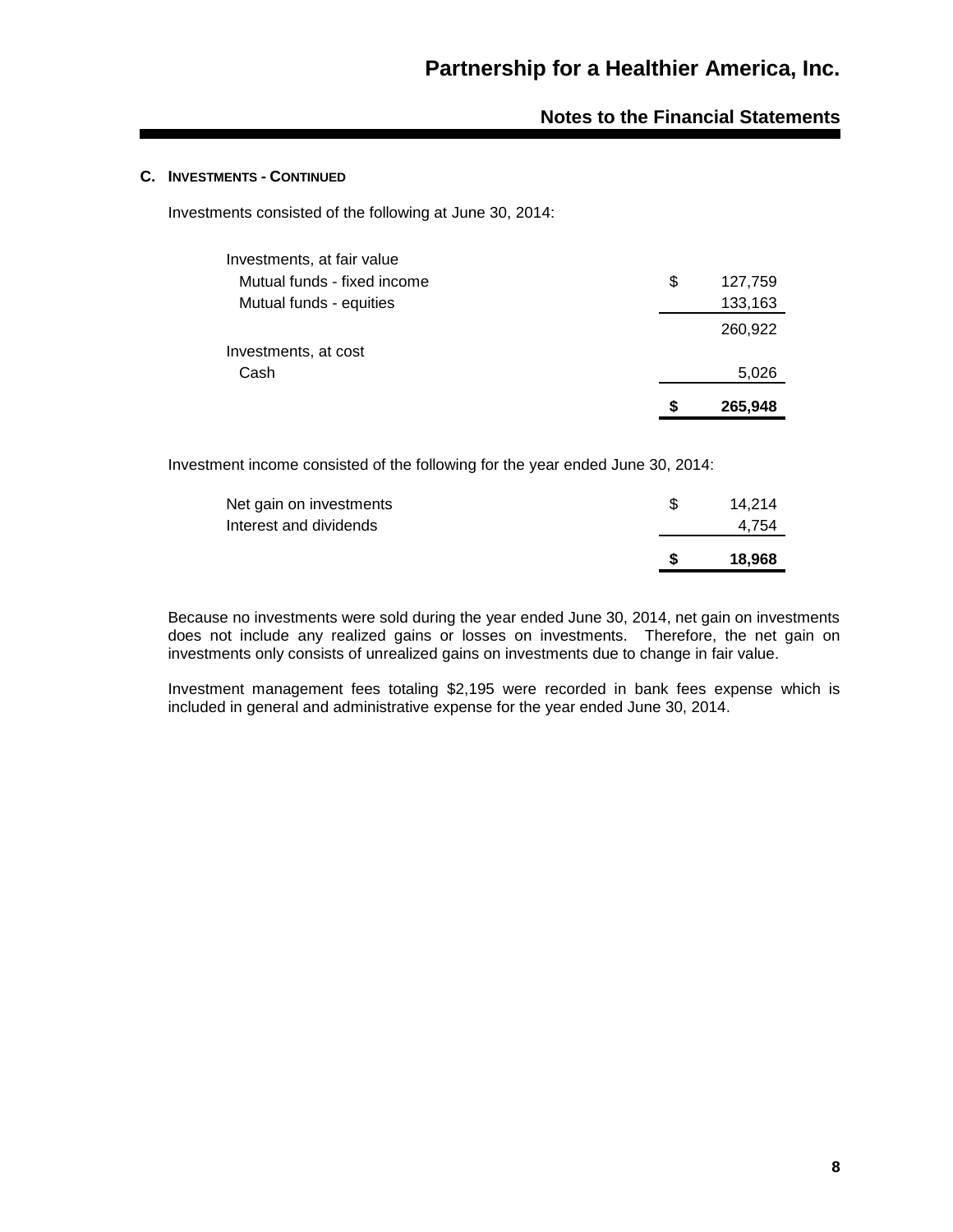### C. Investments - Continued

Investments consisted of the following at June 30, 2014:

| | | |
|---|---|---|
| Investments, at fair value | | |
| Mutual funds - fixed income | $ | 127,759 |
| Mutual funds - equities | | 133,163 |
| | | 260,922 |
| Investments, at cost | | |
| Cash | | 5,026 |
| | **$** | **265,948** |

Investment income consisted of the following for the year ended June 30, 2014:

| | | |
|---|---|---|
| Net gain on investments | $ | 14,214 |
| Interest and dividends | | 4,754 |
| | **$** | **18,968** |

Because no investments were sold during the year ended June 30, 2014, net gain on investments does not include any realized gains or losses on investments. Therefore, the net gain on investments only consists of unrealized gains on investments due to change in fair value.

Investment management fees totaling $2,195 were recorded in bank fees expense which is included in general and administrative expense for the year ended June 30, 2014.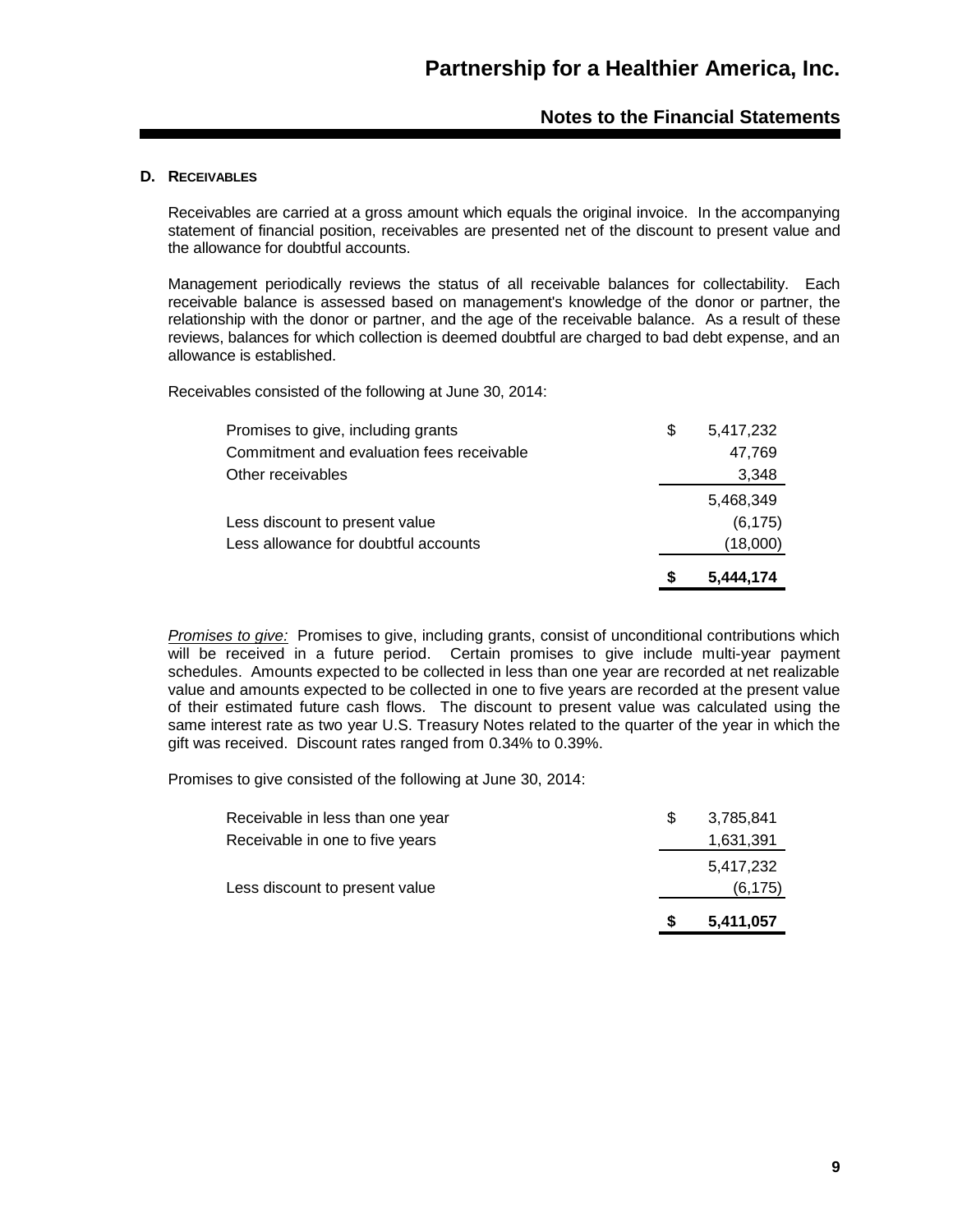### D. RECEIVABLES

Receivables are carried at a gross amount which equals the original invoice. In the accompanying statement of financial position, receivables are presented net of the discount to present value and the allowance for doubtful accounts.

Management periodically reviews the status of all receivable balances for collectability. Each receivable balance is assessed based on management's knowledge of the donor or partner, the relationship with the donor or partner, and the age of the receivable balance. As a result of these reviews, balances for which collection is deemed doubtful are charged to bad debt expense, and an allowance is established.

Receivables consisted of the following at June 30, 2014:

| | | |
|---|---|---|
| Promises to give, including grants | $ | 5,417,232 |
| Commitment and evaluation fees receivable | | 47,769 |
| Other receivables | | 3,348 |
| | | 5,468,349 |
| Less discount to present value | | (6,175) |
| Less allowance for doubtful accounts | | (18,000) |
| | **$** | **5,444,174** |

*Promises to give:* Promises to give, including grants, consist of unconditional contributions which will be received in a future period. Certain promises to give include multi-year payment schedules. Amounts expected to be collected in less than one year are recorded at net realizable value and amounts expected to be collected in one to five years are recorded at the present value of their estimated future cash flows. The discount to present value was calculated using the same interest rate as two year U.S. Treasury Notes related to the quarter of the year in which the gift was received. Discount rates ranged from 0.34% to 0.39%.

Promises to give consisted of the following at June 30, 2014:

| | | |
|---|---|---|
| Receivable in less than one year | $ | 3,785,841 |
| Receivable in one to five years | | 1,631,391 |
| | | 5,417,232 |
| Less discount to present value | | (6,175) |
| | **$** | **5,411,057** |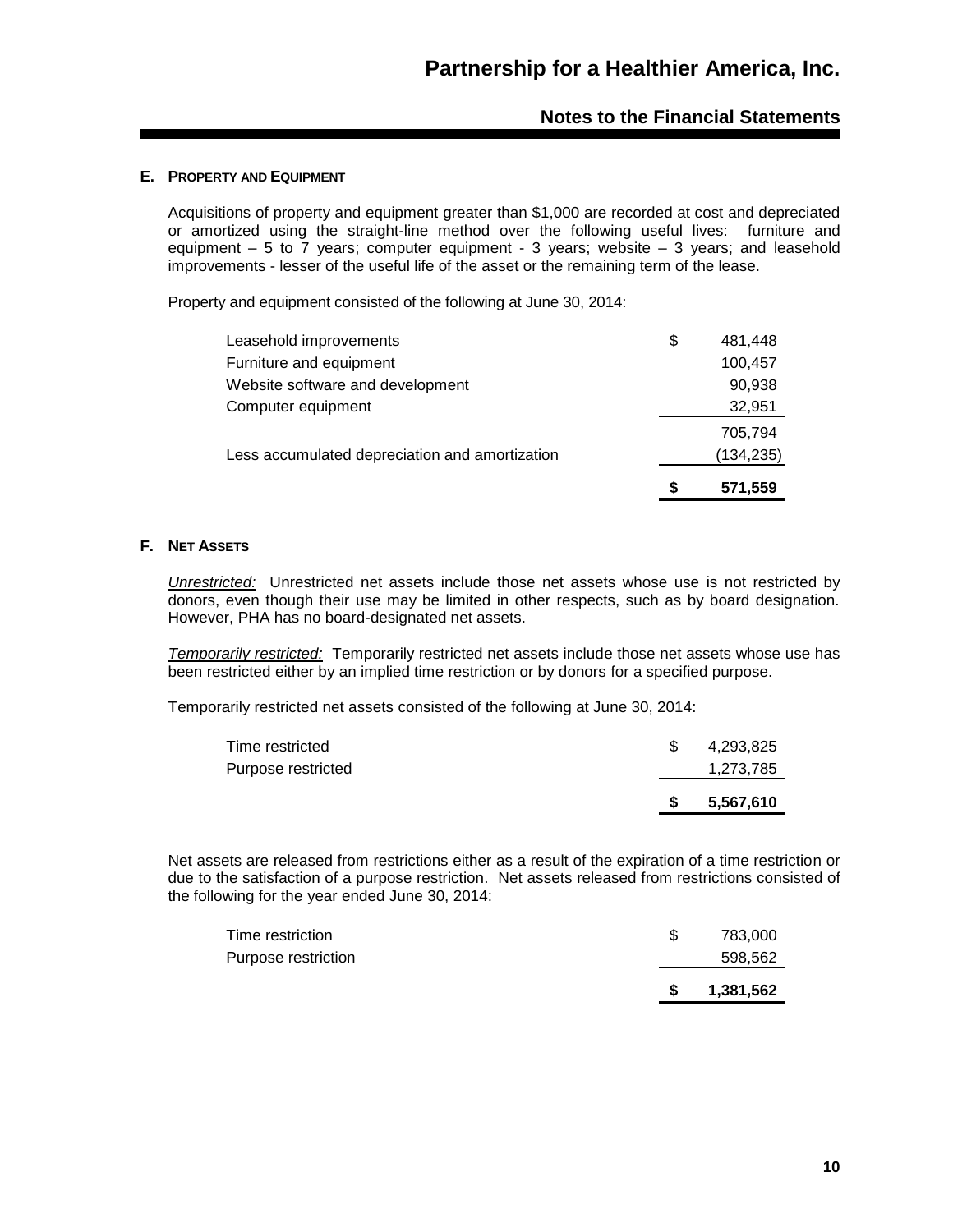### E. Property and Equipment

Acquisitions of property and equipment greater than $1,000 are recorded at cost and depreciated or amortized using the straight-line method over the following useful lives: furniture and equipment – 5 to 7 years; computer equipment - 3 years; website – 3 years; and leasehold improvements - lesser of the useful life of the asset or the remaining term of the lease.

Property and equipment consisted of the following at June 30, 2014:

| | |
|---|---|
| Leasehold improvements | $ 481,448 |
| Furniture and equipment | 100,457 |
| Website software and development | 90,938 |
| Computer equipment | 32,951 |
| | 705,794 |
| Less accumulated depreciation and amortization | (134,235) |
| | **$ 571,559** |

### F. Net Assets

*Unrestricted:* Unrestricted net assets include those net assets whose use is not restricted by donors, even though their use may be limited in other respects, such as by board designation. However, PHA has no board-designated net assets.

*Temporarily restricted:* Temporarily restricted net assets include those net assets whose use has been restricted either by an implied time restriction or by donors for a specified purpose.

Temporarily restricted net assets consisted of the following at June 30, 2014:

| | |
|---|---|
| Time restricted | $ 4,293,825 |
| Purpose restricted | 1,273,785 |
| | **$ 5,567,610** |

Net assets are released from restrictions either as a result of the expiration of a time restriction or due to the satisfaction of a purpose restriction. Net assets released from restrictions consisted of the following for the year ended June 30, 2014:

| | |
|---|---|
| Time restriction | $ 783,000 |
| Purpose restriction | 598,562 |
| | **$ 1,381,562** |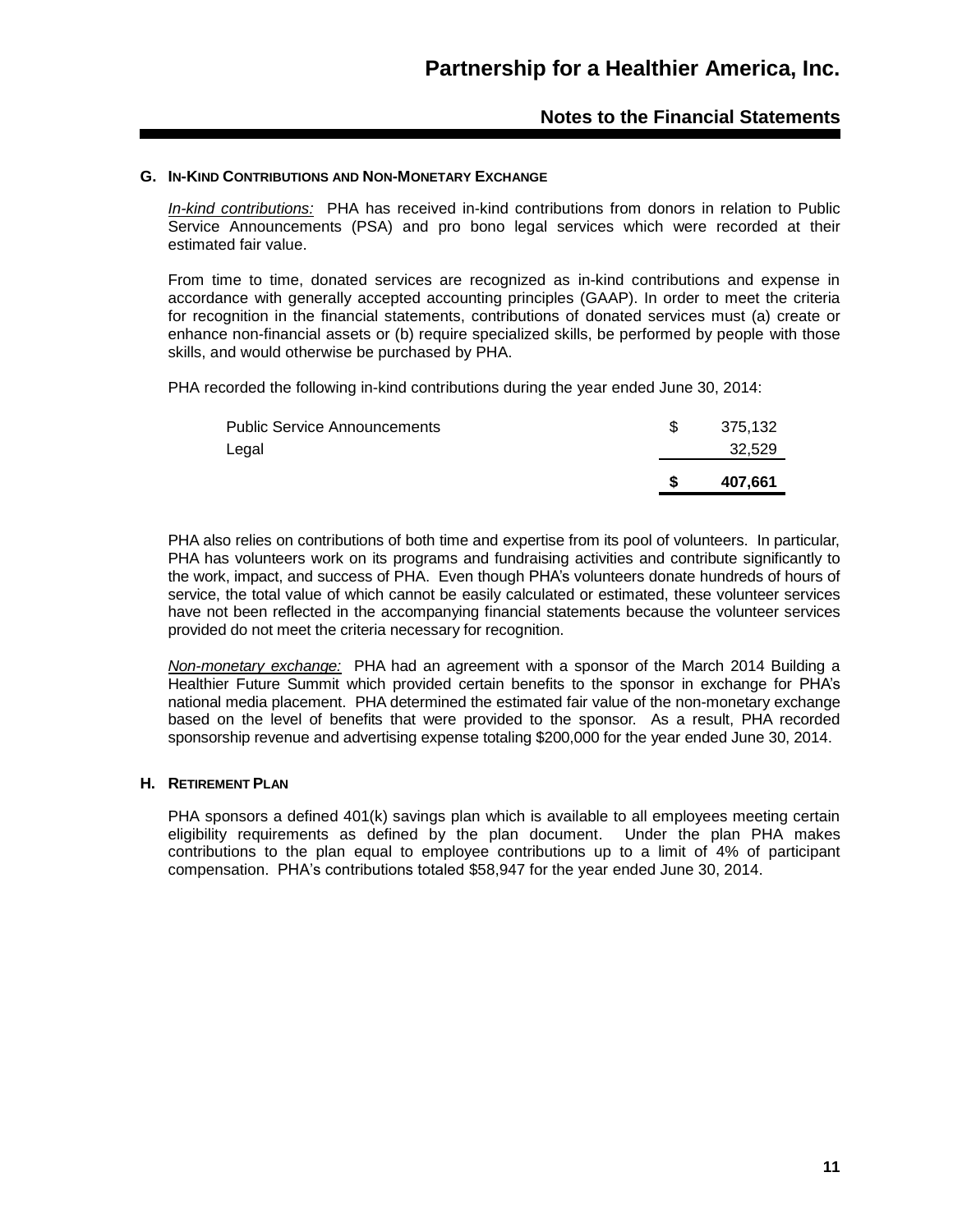### G. In-Kind Contributions and Non-Monetary Exchange

*In-kind contributions:* PHA has received in-kind contributions from donors in relation to Public Service Announcements (PSA) and pro bono legal services which were recorded at their estimated fair value.

From time to time, donated services are recognized as in-kind contributions and expense in accordance with generally accepted accounting principles (GAAP). In order to meet the criteria for recognition in the financial statements, contributions of donated services must (a) create or enhance non-financial assets or (b) require specialized skills, be performed by people with those skills, and would otherwise be purchased by PHA.

PHA recorded the following in-kind contributions during the year ended June 30, 2014:

| | | |
|---|---|---|
| Public Service Announcements | $ | 375,132 |
| Legal | | 32,529 |
| | **$** | **407,661** |

PHA also relies on contributions of both time and expertise from its pool of volunteers. In particular, PHA has volunteers work on its programs and fundraising activities and contribute significantly to the work, impact, and success of PHA. Even though PHA's volunteers donate hundreds of hours of service, the total value of which cannot be easily calculated or estimated, these volunteer services have not been reflected in the accompanying financial statements because the volunteer services provided do not meet the criteria necessary for recognition.

*Non-monetary exchange:* PHA had an agreement with a sponsor of the March 2014 Building a Healthier Future Summit which provided certain benefits to the sponsor in exchange for PHA's national media placement. PHA determined the estimated fair value of the non-monetary exchange based on the level of benefits that were provided to the sponsor. As a result, PHA recorded sponsorship revenue and advertising expense totaling $200,000 for the year ended June 30, 2014.

### H. Retirement Plan

PHA sponsors a defined 401(k) savings plan which is available to all employees meeting certain eligibility requirements as defined by the plan document. Under the plan PHA makes contributions to the plan equal to employee contributions up to a limit of 4% of participant compensation. PHA's contributions totaled $58,947 for the year ended June 30, 2014.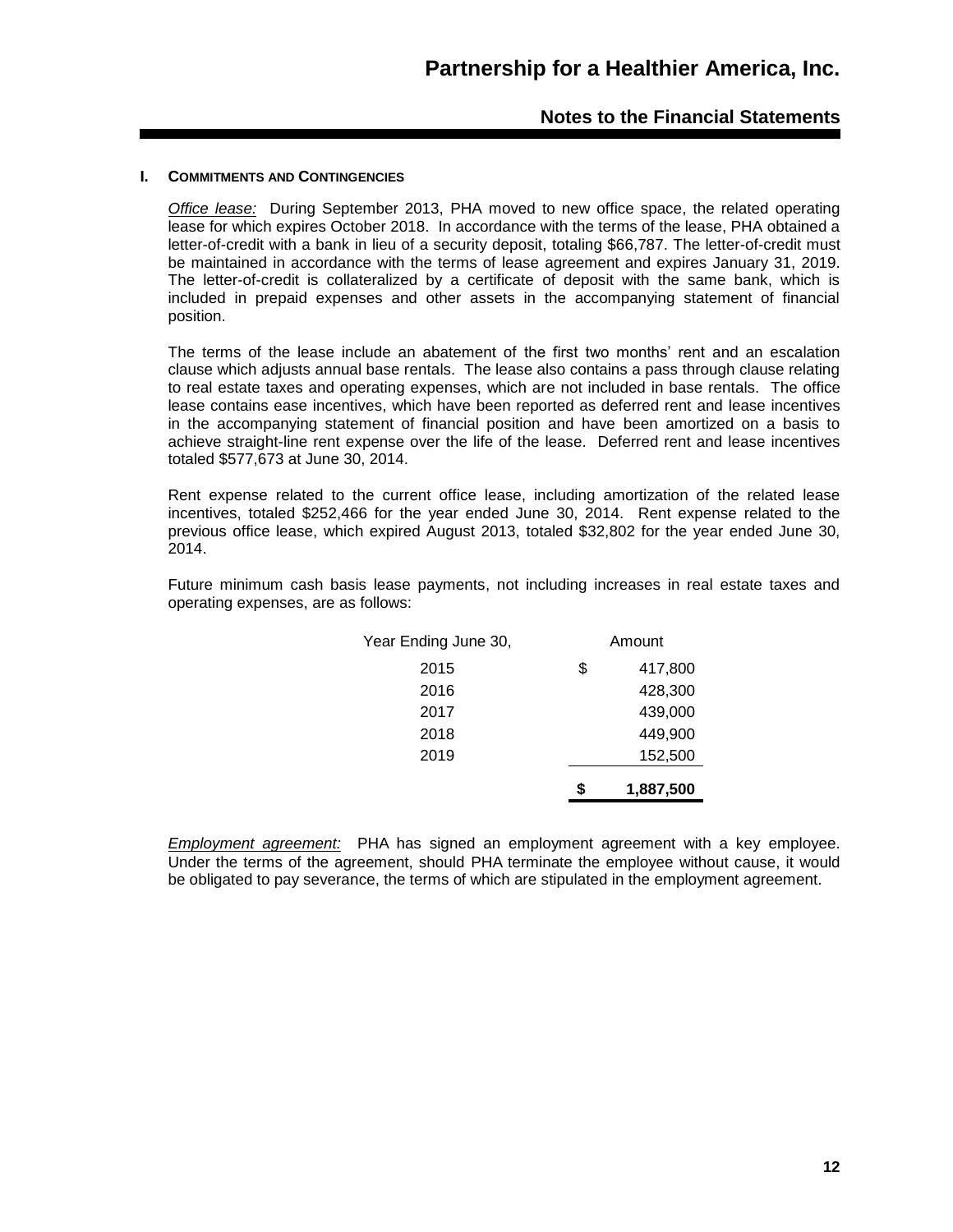## I. COMMITMENTS AND CONTINGENCIES

*Office lease:* During September 2013, PHA moved to new office space, the related operating lease for which expires October 2018. In accordance with the terms of the lease, PHA obtained a letter-of-credit with a bank in lieu of a security deposit, totaling $66,787. The letter-of-credit must be maintained in accordance with the terms of lease agreement and expires January 31, 2019. The letter-of-credit is collateralized by a certificate of deposit with the same bank, which is included in prepaid expenses and other assets in the accompanying statement of financial position.

The terms of the lease include an abatement of the first two months' rent and an escalation clause which adjusts annual base rentals. The lease also contains a pass through clause relating to real estate taxes and operating expenses, which are not included in base rentals. The office lease contains ease incentives, which have been reported as deferred rent and lease incentives in the accompanying statement of financial position and have been amortized on a basis to achieve straight-line rent expense over the life of the lease. Deferred rent and lease incentives totaled $577,673 at June 30, 2014.

Rent expense related to the current office lease, including amortization of the related lease incentives, totaled $252,466 for the year ended June 30, 2014. Rent expense related to the previous office lease, which expired August 2013, totaled $32,802 for the year ended June 30, 2014.

Future minimum cash basis lease payments, not including increases in real estate taxes and operating expenses, are as follows:

| Year Ending June 30, | Amount |
|---|---|
| 2015 | $ 417,800 |
| 2016 | 428,300 |
| 2017 | 439,000 |
| 2018 | 449,900 |
| 2019 | 152,500 |
| | **$ 1,887,500** |

*Employment agreement:* PHA has signed an employment agreement with a key employee. Under the terms of the agreement, should PHA terminate the employee without cause, it would be obligated to pay severance, the terms of which are stipulated in the employment agreement.